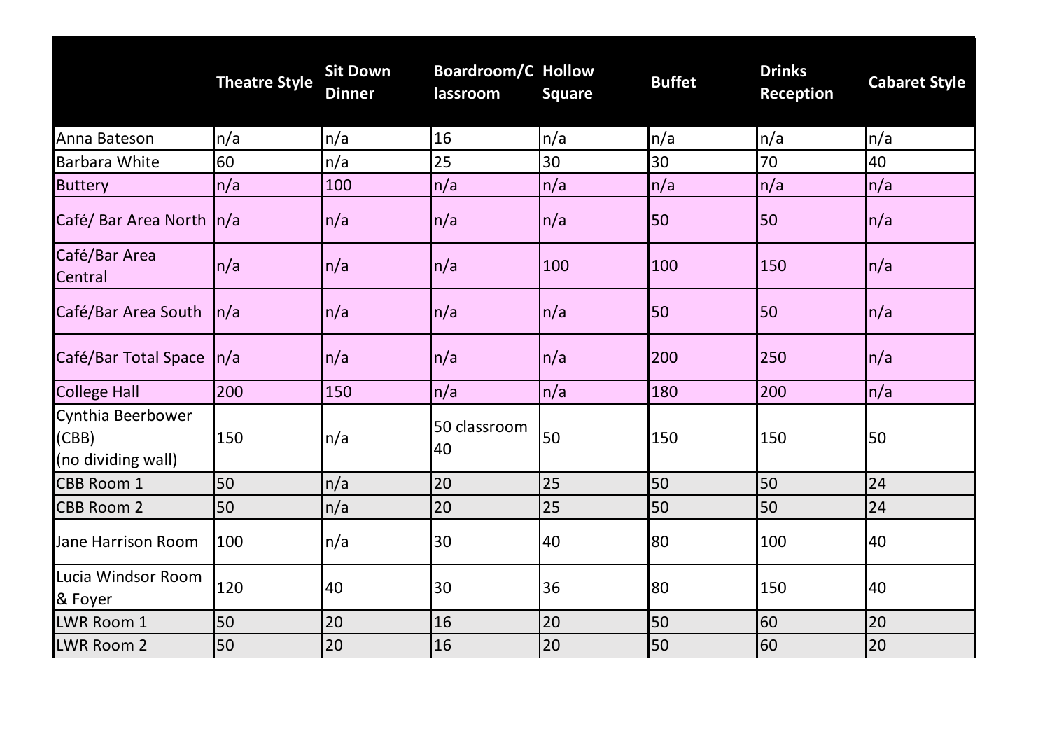| | Theatre Style | Sit Down Dinner | Boardroom/Classroom | Hollow Square | Buffet | Drinks Reception | Cabaret Style |
|---|---|---|---|---|---|---|---|
| Anna Bateson | n/a | n/a | 16 | n/a | n/a | n/a | n/a |
| Barbara White | 60 | n/a | 25 | 30 | 30 | 70 | 40 |
| Buttery | n/a | 100 | n/a | n/a | n/a | n/a | n/a |
| Café/ Bar Area North | n/a | n/a | n/a | n/a | 50 | 50 | n/a |
| Café/Bar Area Central | n/a | n/a | n/a | 100 | 100 | 150 | n/a |
| Café/Bar Area South | n/a | n/a | n/a | n/a | 50 | 50 | n/a |
| Café/Bar Total Space | n/a | n/a | n/a | n/a | 200 | 250 | n/a |
| College Hall | 200 | 150 | n/a | n/a | 180 | 200 | n/a |
| Cynthia Beerbower (CBB) (no dividing wall) | 150 | n/a | 50 classroom 40 | 50 | 150 | 150 | 50 |
| CBB Room 1 | 50 | n/a | 20 | 25 | 50 | 50 | 24 |
| CBB Room 2 | 50 | n/a | 20 | 25 | 50 | 50 | 24 |
| Jane Harrison Room | 100 | n/a | 30 | 40 | 80 | 100 | 40 |
| Lucia Windsor Room & Foyer | 120 | 40 | 30 | 36 | 80 | 150 | 40 |
| LWR Room 1 | 50 | 20 | 16 | 20 | 50 | 60 | 20 |
| LWR Room 2 | 50 | 20 | 16 | 20 | 50 | 60 | 20 |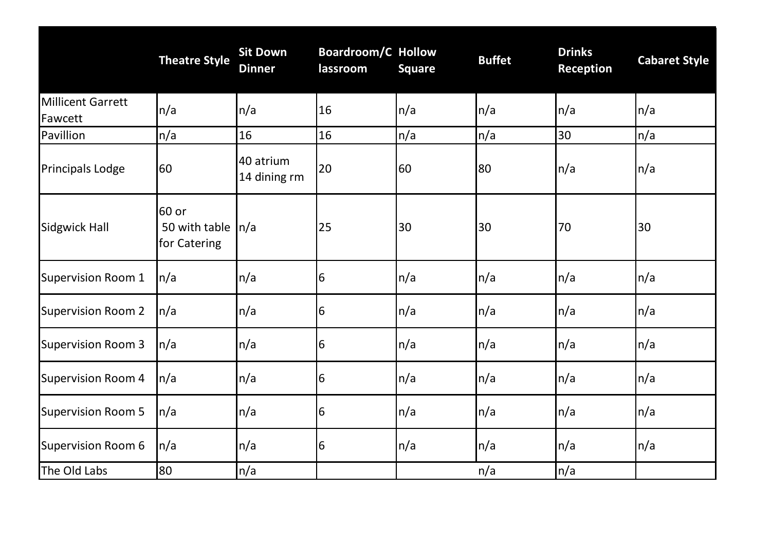| | Theatre Style | Sit Down Dinner | Boardroom/Classroom | Hollow Square | Buffet | Drinks Reception | Cabaret Style |
|---|---|---|---|---|---|---|---|
| Millicent Garrett Fawcett | n/a | n/a | 16 | n/a | n/a | n/a | n/a |
| Pavillion | n/a | 16 | 16 | n/a | n/a | 30 | n/a |
| Principals Lodge | 60 | 40 atrium 14 dining rm | 20 | 60 | 80 | n/a | n/a |
| Sidgwick Hall | 60 or 50 with table for Catering | n/a | 25 | 30 | 30 | 70 | 30 |
| Supervision Room 1 | n/a | n/a | 6 | n/a | n/a | n/a | n/a |
| Supervision Room 2 | n/a | n/a | 6 | n/a | n/a | n/a | n/a |
| Supervision Room 3 | n/a | n/a | 6 | n/a | n/a | n/a | n/a |
| Supervision Room 4 | n/a | n/a | 6 | n/a | n/a | n/a | n/a |
| Supervision Room 5 | n/a | n/a | 6 | n/a | n/a | n/a | n/a |
| Supervision Room 6 | n/a | n/a | 6 | n/a | n/a | n/a | n/a |
| The Old Labs | 80 | n/a | | | n/a | n/a | |